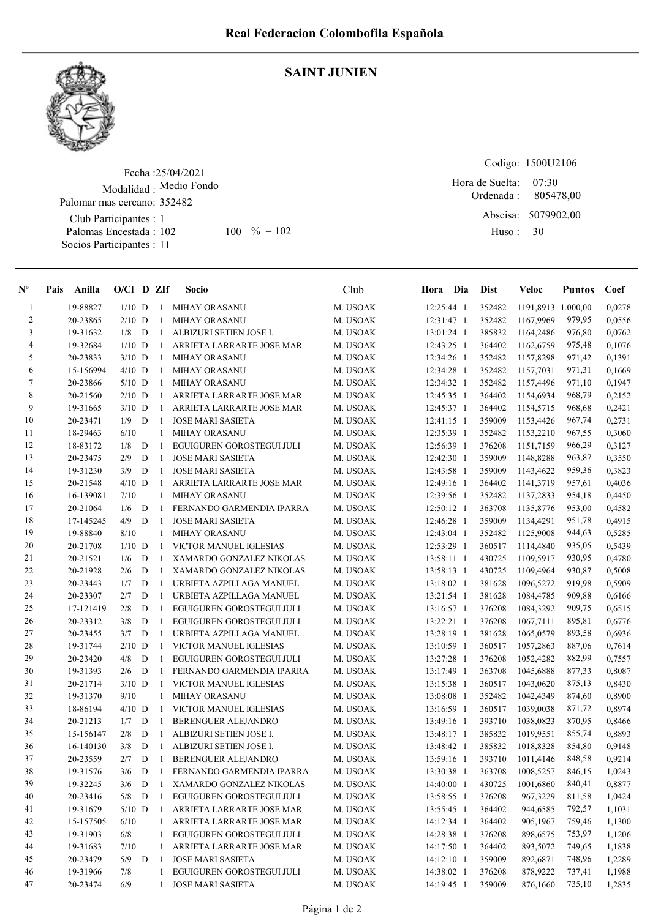# Real Federacion Colombofila Española

## SAINT JUNIEN

Fecha :25/04/2021
Modalidad : Medio Fondo
Palomar mas cercano: 352482
Club Participantes : 1
Palomas Encestada : 102 100 % = 102
Socios Participantes : 11

Codigo: 1500U2106
Hora de Suelta: 07:30
Ordenada : 805478,00
Abscisa: 5079902,00
Huso : 30

| Nº | Pais | Anilla | O/Cl | D | ZIf | Socio | Club | Hora | Dia | Dist | Veloc | Puntos | Coef |
|---|---|---|---|---|---|---|---|---|---|---|---|---|---|
| 1 | | 19-88827 | 1/10 | D | 1 | MIHAY ORASANU | M. USOAK | 12:25:44 | 1 | 352482 | 1191,8913 | 1.000,00 | 0,0278 |
| 2 | | 20-23865 | 2/10 | D | 1 | MIHAY ORASANU | M. USOAK | 12:31:47 | 1 | 352482 | 1167,9969 | 979,95 | 0,0556 |
| 3 | | 19-31632 | 1/8 | D | 1 | ALBIZURI SETIEN JOSE I. | M. USOAK | 13:01:24 | 1 | 385832 | 1164,2486 | 976,80 | 0,0762 |
| 4 | | 19-32684 | 1/10 | D | 1 | ARRIETA LARRARTE JOSE MAR | M. USOAK | 12:43:25 | 1 | 364402 | 1162,6759 | 975,48 | 0,1076 |
| 5 | | 20-23833 | 3/10 | D | 1 | MIHAY ORASANU | M. USOAK | 12:34:26 | 1 | 352482 | 1157,8298 | 971,42 | 0,1391 |
| 6 | | 15-156994 | 4/10 | D | 1 | MIHAY ORASANU | M. USOAK | 12:34:28 | 1 | 352482 | 1157,7031 | 971,31 | 0,1669 |
| 7 | | 20-23866 | 5/10 | D | 1 | MIHAY ORASANU | M. USOAK | 12:34:32 | 1 | 352482 | 1157,4496 | 971,10 | 0,1947 |
| 8 | | 20-21560 | 2/10 | D | 1 | ARRIETA LARRARTE JOSE MAR | M. USOAK | 12:45:35 | 1 | 364402 | 1154,6934 | 968,79 | 0,2152 |
| 9 | | 19-31665 | 3/10 | D | 1 | ARRIETA LARRARTE JOSE MAR | M. USOAK | 12:45:37 | 1 | 364402 | 1154,5715 | 968,68 | 0,2421 |
| 10 | | 20-23471 | 1/9 | D | 1 | JOSE MARI SASIETA | M. USOAK | 12:41:15 | 1 | 359009 | 1153,4426 | 967,74 | 0,2731 |
| 11 | | 18-29463 | 6/10 | | 1 | MIHAY ORASANU | M. USOAK | 12:35:39 | 1 | 352482 | 1153,2210 | 967,55 | 0,3060 |
| 12 | | 18-83172 | 1/8 | D | 1 | EGUIGUREN GOROSTEGUI JULI | M. USOAK | 12:56:39 | 1 | 376208 | 1151,7159 | 966,29 | 0,3127 |
| 13 | | 20-23475 | 2/9 | D | 1 | JOSE MARI SASIETA | M. USOAK | 12:42:30 | 1 | 359009 | 1148,8288 | 963,87 | 0,3550 |
| 14 | | 19-31230 | 3/9 | D | 1 | JOSE MARI SASIETA | M. USOAK | 12:43:58 | 1 | 359009 | 1143,4622 | 959,36 | 0,3823 |
| 15 | | 20-21548 | 4/10 | D | 1 | ARRIETA LARRARTE JOSE MAR | M. USOAK | 12:49:16 | 1 | 364402 | 1141,3719 | 957,61 | 0,4036 |
| 16 | | 16-139081 | 7/10 | | 1 | MIHAY ORASANU | M. USOAK | 12:39:56 | 1 | 352482 | 1137,2833 | 954,18 | 0,4450 |
| 17 | | 20-21064 | 1/6 | D | 1 | FERNANDO GARMENDIA IPARRA | M. USOAK | 12:50:12 | 1 | 363708 | 1135,8776 | 953,00 | 0,4582 |
| 18 | | 17-145245 | 4/9 | D | 1 | JOSE MARI SASIETA | M. USOAK | 12:46:28 | 1 | 359009 | 1134,4291 | 951,78 | 0,4915 |
| 19 | | 19-88840 | 8/10 | | 1 | MIHAY ORASANU | M. USOAK | 12:43:04 | 1 | 352482 | 1125,9008 | 944,63 | 0,5285 |
| 20 | | 20-21708 | 1/10 | D | 1 | VICTOR MANUEL IGLESIAS | M. USOAK | 12:53:29 | 1 | 360517 | 1114,4840 | 935,05 | 0,5439 |
| 21 | | 20-21521 | 1/6 | D | 1 | XAMARDO GONZALEZ NIKOLAS | M. USOAK | 13:58:11 | 1 | 430725 | 1109,5917 | 930,95 | 0,4780 |
| 22 | | 20-21928 | 2/6 | D | 1 | XAMARDO GONZALEZ NIKOLAS | M. USOAK | 13:58:13 | 1 | 430725 | 1109,4964 | 930,87 | 0,5008 |
| 23 | | 20-23443 | 1/7 | D | 1 | URBIETA AZPILLAGA MANUEL | M. USOAK | 13:18:02 | 1 | 381628 | 1096,5272 | 919,98 | 0,5909 |
| 24 | | 20-23307 | 2/7 | D | 1 | URBIETA AZPILLAGA MANUEL | M. USOAK | 13:21:54 | 1 | 381628 | 1084,4785 | 909,88 | 0,6166 |
| 25 | | 17-121419 | 2/8 | D | 1 | EGUIGUREN GOROSTEGUI JULI | M. USOAK | 13:16:57 | 1 | 376208 | 1084,3292 | 909,75 | 0,6515 |
| 26 | | 20-23312 | 3/8 | D | 1 | EGUIGUREN GOROSTEGUI JULI | M. USOAK | 13:22:21 | 1 | 376208 | 1067,7111 | 895,81 | 0,6776 |
| 27 | | 20-23455 | 3/7 | D | 1 | URBIETA AZPILLAGA MANUEL | M. USOAK | 13:28:19 | 1 | 381628 | 1065,0579 | 893,58 | 0,6936 |
| 28 | | 19-31744 | 2/10 | D | 1 | VICTOR MANUEL IGLESIAS | M. USOAK | 13:10:59 | 1 | 360517 | 1057,2863 | 887,06 | 0,7614 |
| 29 | | 20-23420 | 4/8 | D | 1 | EGUIGUREN GOROSTEGUI JULI | M. USOAK | 13:27:28 | 1 | 376208 | 1052,4282 | 882,99 | 0,7557 |
| 30 | | 19-31393 | 2/6 | D | 1 | FERNANDO GARMENDIA IPARRA | M. USOAK | 13:17:49 | 1 | 363708 | 1045,6888 | 877,33 | 0,8087 |
| 31 | | 20-21714 | 3/10 | D | 1 | VICTOR MANUEL IGLESIAS | M. USOAK | 13:15:38 | 1 | 360517 | 1043,0620 | 875,13 | 0,8430 |
| 32 | | 19-31370 | 9/10 | | 1 | MIHAY ORASANU | M. USOAK | 13:08:08 | 1 | 352482 | 1042,4349 | 874,60 | 0,8900 |
| 33 | | 18-86194 | 4/10 | D | 1 | VICTOR MANUEL IGLESIAS | M. USOAK | 13:16:59 | 1 | 360517 | 1039,0038 | 871,72 | 0,8974 |
| 34 | | 20-21213 | 1/7 | D | 1 | BERENGUER ALEJANDRO | M. USOAK | 13:49:16 | 1 | 393710 | 1038,0823 | 870,95 | 0,8466 |
| 35 | | 15-156147 | 2/8 | D | 1 | ALBIZURI SETIEN JOSE I. | M. USOAK | 13:48:17 | 1 | 385832 | 1019,9551 | 855,74 | 0,8893 |
| 36 | | 16-140130 | 3/8 | D | 1 | ALBIZURI SETIEN JOSE I. | M. USOAK | 13:48:42 | 1 | 385832 | 1018,8328 | 854,80 | 0,9148 |
| 37 | | 20-23559 | 2/7 | D | 1 | BERENGUER ALEJANDRO | M. USOAK | 13:59:16 | 1 | 393710 | 1011,4146 | 848,58 | 0,9214 |
| 38 | | 19-31576 | 3/6 | D | 1 | FERNANDO GARMENDIA IPARRA | M. USOAK | 13:30:38 | 1 | 363708 | 1008,5257 | 846,15 | 1,0243 |
| 39 | | 19-32245 | 3/6 | D | 1 | XAMARDO GONZALEZ NIKOLAS | M. USOAK | 14:40:00 | 1 | 430725 | 1001,6860 | 840,41 | 0,8877 |
| 40 | | 20-23416 | 5/8 | D | 1 | EGUIGUREN GOROSTEGUI JULI | M. USOAK | 13:58:55 | 1 | 376208 | 967,3229 | 811,58 | 1,0424 |
| 41 | | 19-31679 | 5/10 | D | 1 | ARRIETA LARRARTE JOSE MAR | M. USOAK | 13:55:45 | 1 | 364402 | 944,6585 | 792,57 | 1,1031 |
| 42 | | 15-157505 | 6/10 | | 1 | ARRIETA LARRARTE JOSE MAR | M. USOAK | 14:12:34 | 1 | 364402 | 905,1967 | 759,46 | 1,1300 |
| 43 | | 19-31903 | 6/8 | | 1 | EGUIGUREN GOROSTEGUI JULI | M. USOAK | 14:28:38 | 1 | 376208 | 898,6575 | 753,97 | 1,1206 |
| 44 | | 19-31683 | 7/10 | | 1 | ARRIETA LARRARTE JOSE MAR | M. USOAK | 14:17:50 | 1 | 364402 | 893,5072 | 749,65 | 1,1838 |
| 45 | | 20-23479 | 5/9 | D | 1 | JOSE MARI SASIETA | M. USOAK | 14:12:10 | 1 | 359009 | 892,6871 | 748,96 | 1,2289 |
| 46 | | 19-31966 | 7/8 | | 1 | EGUIGUREN GOROSTEGUI JULI | M. USOAK | 14:38:02 | 1 | 376208 | 878,9222 | 737,41 | 1,1988 |
| 47 | | 20-23474 | 6/9 | | 1 | JOSE MARI SASIETA | M. USOAK | 14:19:45 | 1 | 359009 | 876,1660 | 735,10 | 1,2835 |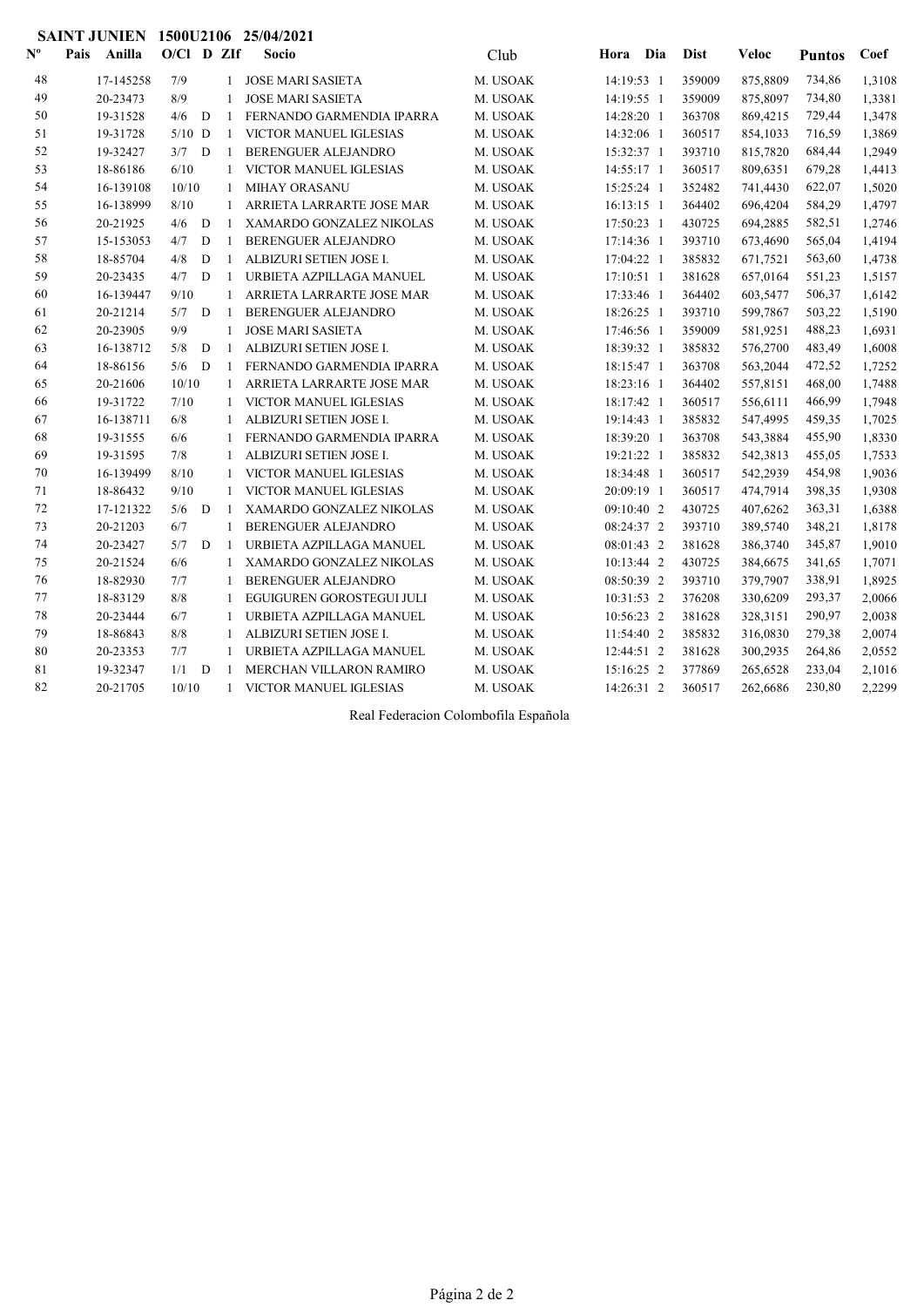**SAINT JUNIEN 1500U2106 25/04/2021**

| Nº | Pais | Anilla | O/Cl | D | ZIf | Socio | Club | Hora | Dia | Dist | Veloc | Puntos | Coef |
|---|---|---|---|---|---|---|---|---|---|---|---|---|---|
| 48 | | 17-145258 | 7/9 | | 1 | JOSE MARI SASIETA | M. USOAK | 14:19:53 | 1 | 359009 | 875,8809 | 734,86 | 1,3108 |
| 49 | | 20-23473 | 8/9 | | 1 | JOSE MARI SASIETA | M. USOAK | 14:19:55 | 1 | 359009 | 875,8097 | 734,80 | 1,3381 |
| 50 | | 19-31528 | 4/6 | D | 1 | FERNANDO GARMENDIA IPARRA | M. USOAK | 14:28:20 | 1 | 363708 | 869,4215 | 729,44 | 1,3478 |
| 51 | | 19-31728 | 5/10 | D | 1 | VICTOR MANUEL IGLESIAS | M. USOAK | 14:32:06 | 1 | 360517 | 854,1033 | 716,59 | 1,3869 |
| 52 | | 19-32427 | 3/7 | D | 1 | BERENGUER ALEJANDRO | M. USOAK | 15:32:37 | 1 | 393710 | 815,7820 | 684,44 | 1,2949 |
| 53 | | 18-86186 | 6/10 | | 1 | VICTOR MANUEL IGLESIAS | M. USOAK | 14:55:17 | 1 | 360517 | 809,6351 | 679,28 | 1,4413 |
| 54 | | 16-139108 | 10/10 | | 1 | MIHAY ORASANU | M. USOAK | 15:25:24 | 1 | 352482 | 741,4430 | 622,07 | 1,5020 |
| 55 | | 16-138999 | 8/10 | | 1 | ARRIETA LARRARTE JOSE MAR | M. USOAK | 16:13:15 | 1 | 364402 | 696,4204 | 584,29 | 1,4797 |
| 56 | | 20-21925 | 4/6 | D | 1 | XAMARDO GONZALEZ NIKOLAS | M. USOAK | 17:50:23 | 1 | 430725 | 694,2885 | 582,51 | 1,2746 |
| 57 | | 15-153053 | 4/7 | D | 1 | BERENGUER ALEJANDRO | M. USOAK | 17:14:36 | 1 | 393710 | 673,4690 | 565,04 | 1,4194 |
| 58 | | 18-85704 | 4/8 | D | 1 | ALBIZURI SETIEN JOSE I. | M. USOAK | 17:04:22 | 1 | 385832 | 671,7521 | 563,60 | 1,4738 |
| 59 | | 20-23435 | 4/7 | D | 1 | URBIETA AZPILLAGA MANUEL | M. USOAK | 17:10:51 | 1 | 381628 | 657,0164 | 551,23 | 1,5157 |
| 60 | | 16-139447 | 9/10 | | 1 | ARRIETA LARRARTE JOSE MAR | M. USOAK | 17:33:46 | 1 | 364402 | 603,5477 | 506,37 | 1,6142 |
| 61 | | 20-21214 | 5/7 | D | 1 | BERENGUER ALEJANDRO | M. USOAK | 18:26:25 | 1 | 393710 | 599,7867 | 503,22 | 1,5190 |
| 62 | | 20-23905 | 9/9 | | 1 | JOSE MARI SASIETA | M. USOAK | 17:46:56 | 1 | 359009 | 581,9251 | 488,23 | 1,6931 |
| 63 | | 16-138712 | 5/8 | D | 1 | ALBIZURI SETIEN JOSE I. | M. USOAK | 18:39:32 | 1 | 385832 | 576,2700 | 483,49 | 1,6008 |
| 64 | | 18-86156 | 5/6 | D | 1 | FERNANDO GARMENDIA IPARRA | M. USOAK | 18:15:47 | 1 | 363708 | 563,2044 | 472,52 | 1,7252 |
| 65 | | 20-21606 | 10/10 | | 1 | ARRIETA LARRARTE JOSE MAR | M. USOAK | 18:23:16 | 1 | 364402 | 557,8151 | 468,00 | 1,7488 |
| 66 | | 19-31722 | 7/10 | | 1 | VICTOR MANUEL IGLESIAS | M. USOAK | 18:17:42 | 1 | 360517 | 556,6111 | 466,99 | 1,7948 |
| 67 | | 16-138711 | 6/8 | | 1 | ALBIZURI SETIEN JOSE I. | M. USOAK | 19:14:43 | 1 | 385832 | 547,4995 | 459,35 | 1,7025 |
| 68 | | 19-31555 | 6/6 | | 1 | FERNANDO GARMENDIA IPARRA | M. USOAK | 18:39:20 | 1 | 363708 | 543,3884 | 455,90 | 1,8330 |
| 69 | | 19-31595 | 7/8 | | 1 | ALBIZURI SETIEN JOSE I. | M. USOAK | 19:21:22 | 1 | 385832 | 542,3813 | 455,05 | 1,7533 |
| 70 | | 16-139499 | 8/10 | | 1 | VICTOR MANUEL IGLESIAS | M. USOAK | 18:34:48 | 1 | 360517 | 542,2939 | 454,98 | 1,9036 |
| 71 | | 18-86432 | 9/10 | | 1 | VICTOR MANUEL IGLESIAS | M. USOAK | 20:09:19 | 1 | 360517 | 474,7914 | 398,35 | 1,9308 |
| 72 | | 17-121322 | 5/6 | D | 1 | XAMARDO GONZALEZ NIKOLAS | M. USOAK | 09:10:40 | 2 | 430725 | 407,6262 | 363,31 | 1,6388 |
| 73 | | 20-21203 | 6/7 | | 1 | BERENGUER ALEJANDRO | M. USOAK | 08:24:37 | 2 | 393710 | 389,5740 | 348,21 | 1,8178 |
| 74 | | 20-23427 | 5/7 | D | 1 | URBIETA AZPILLAGA MANUEL | M. USOAK | 08:01:43 | 2 | 381628 | 386,3740 | 345,87 | 1,9010 |
| 75 | | 20-21524 | 6/6 | | 1 | XAMARDO GONZALEZ NIKOLAS | M. USOAK | 10:13:44 | 2 | 430725 | 384,6675 | 341,65 | 1,7071 |
| 76 | | 18-82930 | 7/7 | | 1 | BERENGUER ALEJANDRO | M. USOAK | 08:50:39 | 2 | 393710 | 379,7907 | 338,91 | 1,8925 |
| 77 | | 18-83129 | 8/8 | | 1 | EGUIGUREN GOROSTEGUI JULI | M. USOAK | 10:31:53 | 2 | 376208 | 330,6209 | 293,37 | 2,0066 |
| 78 | | 20-23444 | 6/7 | | 1 | URBIETA AZPILLAGA MANUEL | M. USOAK | 10:56:23 | 2 | 381628 | 328,3151 | 290,97 | 2,0038 |
| 79 | | 18-86843 | 8/8 | | 1 | ALBIZURI SETIEN JOSE I. | M. USOAK | 11:54:40 | 2 | 385832 | 316,0830 | 279,38 | 2,0074 |
| 80 | | 20-23353 | 7/7 | | 1 | URBIETA AZPILLAGA MANUEL | M. USOAK | 12:44:51 | 2 | 381628 | 300,2935 | 264,86 | 2,0552 |
| 81 | | 19-32347 | 1/1 | D | 1 | MERCHAN VILLARON RAMIRO | M. USOAK | 15:16:25 | 2 | 377869 | 265,6528 | 233,04 | 2,1016 |
| 82 | | 20-21705 | 10/10 | | 1 | VICTOR MANUEL IGLESIAS | M. USOAK | 14:26:31 | 2 | 360517 | 262,6686 | 230,80 | 2,2299 |

Real Federacion Colombofila Española